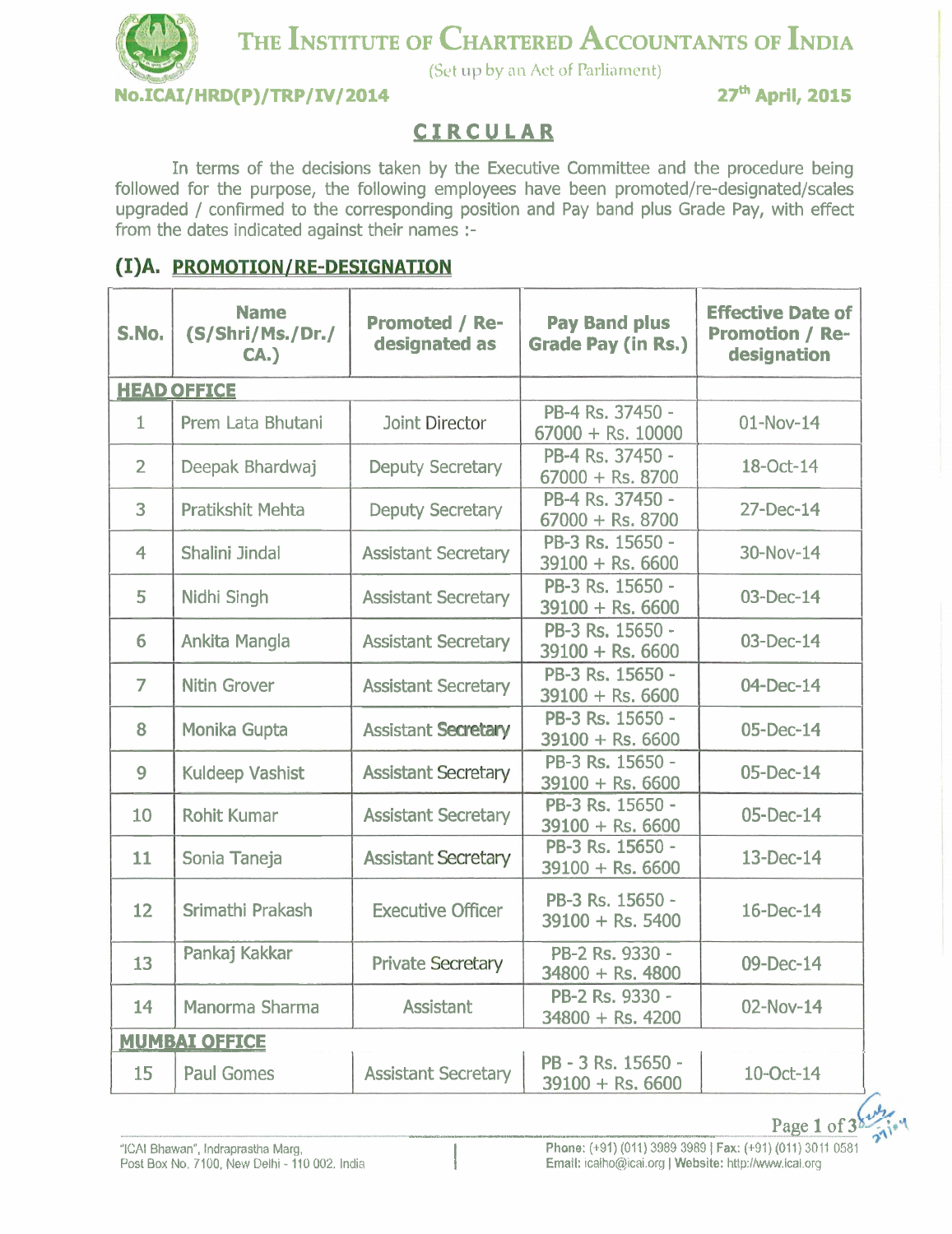# THE INSTITUTE OF CHARTERED ACCOUNTANTS OF INDIA

(Set up by an Act of Parliament)

**No.ICAI/HRD(P)/TRP/IV/2014** **27th April, 2015**

## CIRCULAR

In terms of the decisions taken by the Executive Committee and the procedure being followed for the purpose, the following employees have been promoted/re-designated/scales upgraded / confirmed to the corresponding position and Pay band plus Grade Pay, with effect from the dates indicated against their names :-

### (I)A. PROMOTION/RE-DESIGNATION

| S.No. | Name (S/Shri/Ms./Dr./ CA.) | Promoted / Re-designated as | Pay Band plus Grade Pay (in Rs.) | Effective Date of Promotion / Re-designation |
|---|---|---|---|---|
| **HEAD OFFICE** | | | | |
| 1 | Prem Lata Bhutani | Joint Director | PB-4 Rs. 37450 - 67000 + Rs. 10000 | 01-Nov-14 |
| 2 | Deepak Bhardwaj | Deputy Secretary | PB-4 Rs. 37450 - 67000 + Rs. 8700 | 18-Oct-14 |
| 3 | Pratikshit Mehta | Deputy Secretary | PB-4 Rs. 37450 - 67000 + Rs. 8700 | 27-Dec-14 |
| 4 | Shalini Jindal | Assistant Secretary | PB-3 Rs. 15650 - 39100 + Rs. 6600 | 30-Nov-14 |
| 5 | Nidhi Singh | Assistant Secretary | PB-3 Rs. 15650 - 39100 + Rs. 6600 | 03-Dec-14 |
| 6 | Ankita Mangla | Assistant Secretary | PB-3 Rs. 15650 - 39100 + Rs. 6600 | 03-Dec-14 |
| 7 | Nitin Grover | Assistant Secretary | PB-3 Rs. 15650 - 39100 + Rs. 6600 | 04-Dec-14 |
| 8 | Monika Gupta | Assistant Secretary | PB-3 Rs. 15650 - 39100 + Rs. 6600 | 05-Dec-14 |
| 9 | Kuldeep Vashist | Assistant Secretary | PB-3 Rs. 15650 - 39100 + Rs. 6600 | 05-Dec-14 |
| 10 | Rohit Kumar | Assistant Secretary | PB-3 Rs. 15650 - 39100 + Rs. 6600 | 05-Dec-14 |
| 11 | Sonia Taneja | Assistant Secretary | PB-3 Rs. 15650 - 39100 + Rs. 6600 | 13-Dec-14 |
| 12 | Srimathi Prakash | Executive Officer | PB-3 Rs. 15650 - 39100 + Rs. 5400 | 16-Dec-14 |
| 13 | Pankaj Kakkar | Private Secretary | PB-2 Rs. 9330 - 34800 + Rs. 4800 | 09-Dec-14 |
| 14 | Manorma Sharma | Assistant | PB-2 Rs. 9330 - 34800 + Rs. 4200 | 02-Nov-14 |
| **MUMBAI OFFICE** | | | | |
| 15 | Paul Gomes | Assistant Secretary | PB - 3 Rs. 15650 - 39100 + Rs. 6600 | 10-Oct-14 |

"ICAI Bhawan", Indraprastha Marg, Post Box No. 7100, New Delhi - 110 002. India

Phone: (+91) (011) 3989 3989 | Fax: (+91) (011) 3011 0581
Email: icaiho@icai.org | Website: http://www.icai.org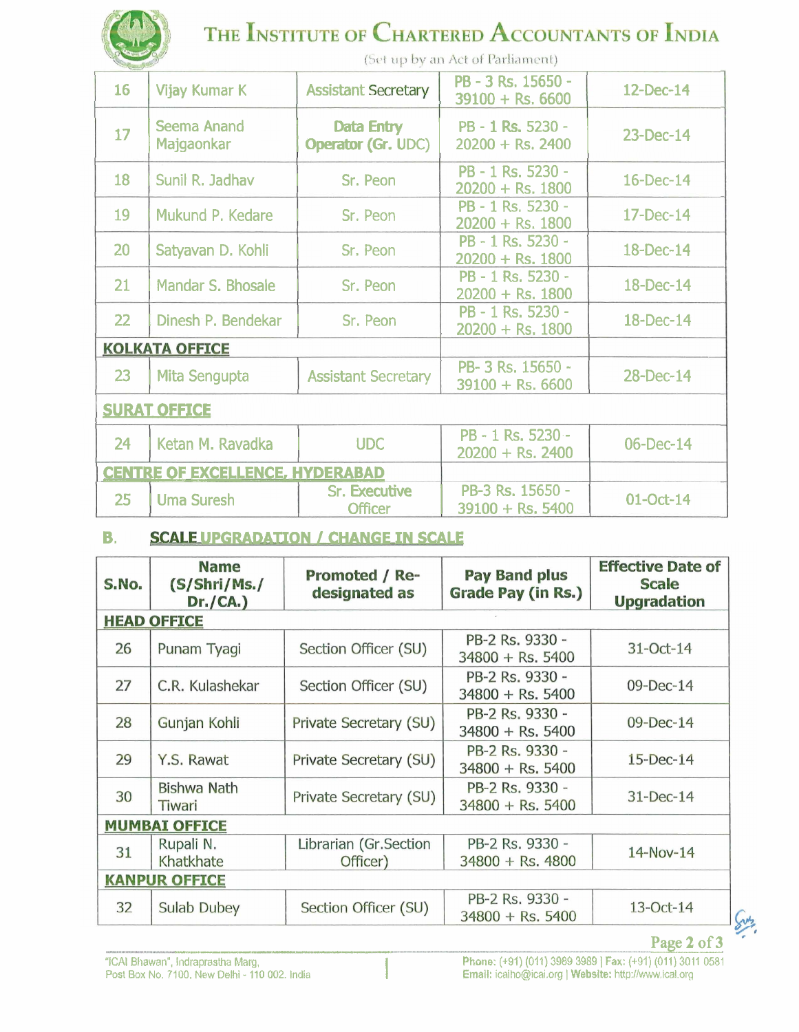| 16 | Vijay Kumar K | Assistant Secretary | PB - 3 Rs. 15650 - 39100 + Rs. 6600 | 12-Dec-14 |
|---|---|---|---|---|
| 17 | Seema Anand Majgaonkar | Data Entry Operator (Gr. UDC) | PB - 1 Rs. 5230 - 20200 + Rs. 2400 | 23-Dec-14 |
| 18 | Sunil R. Jadhav | Sr. Peon | PB - 1 Rs. 5230 - 20200 + Rs. 1800 | 16-Dec-14 |
| 19 | Mukund P. Kedare | Sr. Peon | PB - 1 Rs. 5230 - 20200 + Rs. 1800 | 17-Dec-14 |
| 20 | Satyavan D. Kohli | Sr. Peon | PB - 1 Rs. 5230 - 20200 + Rs. 1800 | 18-Dec-14 |
| 21 | Mandar S. Bhosale | Sr. Peon | PB - 1 Rs. 5230 - 20200 + Rs. 1800 | 18-Dec-14 |
| 22 | Dinesh P. Bendekar | Sr. Peon | PB - 1 Rs. 5230 - 20200 + Rs. 1800 | 18-Dec-14 |
| **KOLKATA OFFICE** | | | | |
| 23 | Mita Sengupta | Assistant Secretary | PB- 3 Rs. 15650 - 39100 + Rs. 6600 | 28-Dec-14 |
| **SURAT OFFICE** | | | | |
| 24 | Ketan M. Ravadka | UDC | PB - 1 Rs. 5230 - 20200 + Rs. 2400 | 06-Dec-14 |
| **CENTRE OF EXCELLENCE, HYDERABAD** | | | | |
| 25 | Uma Suresh | Sr. Executive Officer | PB-3 Rs. 15650 - 39100 + Rs. 5400 | 01-Oct-14 |

## B. SCALE UPGRADATION / CHANGE IN SCALE

| S.No. | Name (S/Shri/Ms./ Dr./CA.) | Promoted / Re-designated as | Pay Band plus Grade Pay (in Rs.) | Effective Date of Scale Upgradation |
|---|---|---|---|---|
| **HEAD OFFICE** | | | | |
| 26 | Punam Tyagi | Section Officer (SU) | PB-2 Rs. 9330 - 34800 + Rs. 5400 | 31-Oct-14 |
| 27 | C.R. Kulashekar | Section Officer (SU) | PB-2 Rs. 9330 - 34800 + Rs. 5400 | 09-Dec-14 |
| 28 | Gunjan Kohli | Private Secretary (SU) | PB-2 Rs. 9330 - 34800 + Rs. 5400 | 09-Dec-14 |
| 29 | Y.S. Rawat | Private Secretary (SU) | PB-2 Rs. 9330 - 34800 + Rs. 5400 | 15-Dec-14 |
| 30 | Bishwa Nath Tiwari | Private Secretary (SU) | PB-2 Rs. 9330 - 34800 + Rs. 5400 | 31-Dec-14 |
| **MUMBAI OFFICE** | | | | |
| 31 | Rupali N. Khatkhate | Librarian (Gr.Section Officer) | PB-2 Rs. 9330 - 34800 + Rs. 4800 | 14-Nov-14 |
| **KANPUR OFFICE** | | | | |
| 32 | Sulab Dubey | Section Officer (SU) | PB-2 Rs. 9330 - 34800 + Rs. 5400 | 13-Oct-14 |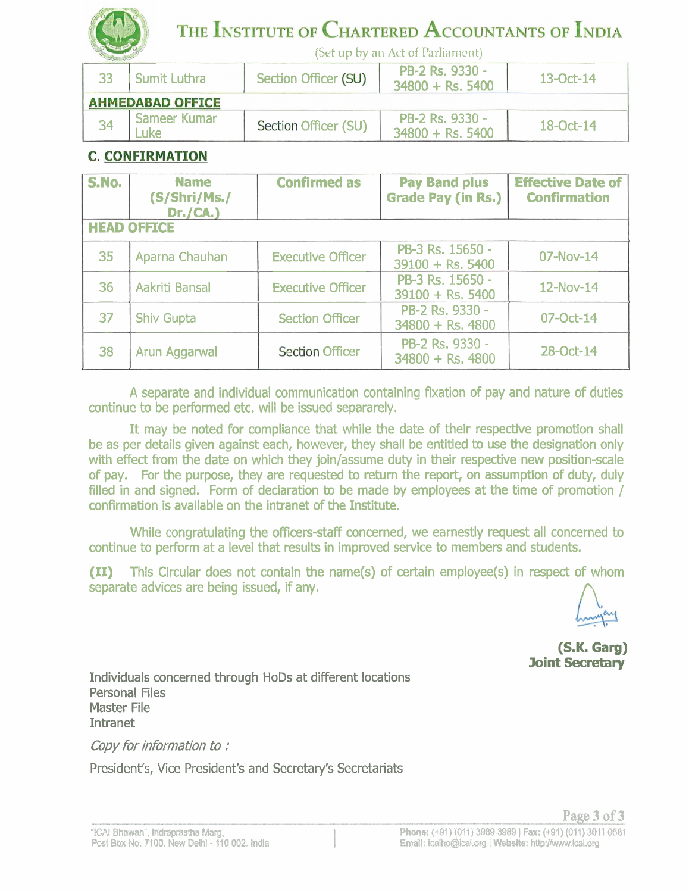| | | | | |
|---|---|---|---|---|
| 33 | Sumit Luthra | Section Officer (SU) | PB-2 Rs. 9330 - 34800 + Rs. 5400 | 13-Oct-14 |
| **AHMEDABAD OFFICE** | | | | |
| 34 | Sameer Kumar Luke | Section Officer (SU) | PB-2 Rs. 9330 - 34800 + Rs. 5400 | 18-Oct-14 |

### C. CONFIRMATION

| S.No. | Name (S/Shri/Ms./ Dr./CA.) | Confirmed as | Pay Band plus Grade Pay (in Rs.) | Effective Date of Confirmation |
|---|---|---|---|---|
| **HEAD OFFICE** | | | | |
| 35 | Aparna Chauhan | Executive Officer | PB-3 Rs. 15650 - 39100 + Rs. 5400 | 07-Nov-14 |
| 36 | Aakriti Bansal | Executive Officer | PB-3 Rs. 15650 - 39100 + Rs. 5400 | 12-Nov-14 |
| 37 | Shiv Gupta | Section Officer | PB-2 Rs. 9330 - 34800 + Rs. 4800 | 07-Oct-14 |
| 38 | Arun Aggarwal | Section Officer | PB-2 Rs. 9330 - 34800 + Rs. 4800 | 28-Oct-14 |

A separate and individual communication containing fixation of pay and nature of duties continue to be performed etc. will be issued separarely.

It may be noted for compliance that while the date of their respective promotion shall be as per details given against each, however, they shall be entitled to use the designation only with effect from the date on which they join/assume duty in their respective new position-scale of pay. For the purpose, they are requested to return the report, on assumption of duty, duly filled in and signed. Form of declaration to be made by employees at the time of promotion / confirmation is available on the intranet of the Institute.

While congratulating the officers-staff concerned, we earnestly request all concerned to continue to perform at a level that results in improved service to members and students.

**(II)** This Circular does not contain the name(s) of certain employee(s) in respect of whom separate advices are being issued, if any.

**(S.K. Garg)**
**Joint Secretary**

Individuals concerned through HoDs at different locations
Personal Files
Master File
Intranet

*Copy for information to :*

President's, Vice President's and Secretary's Secretariats